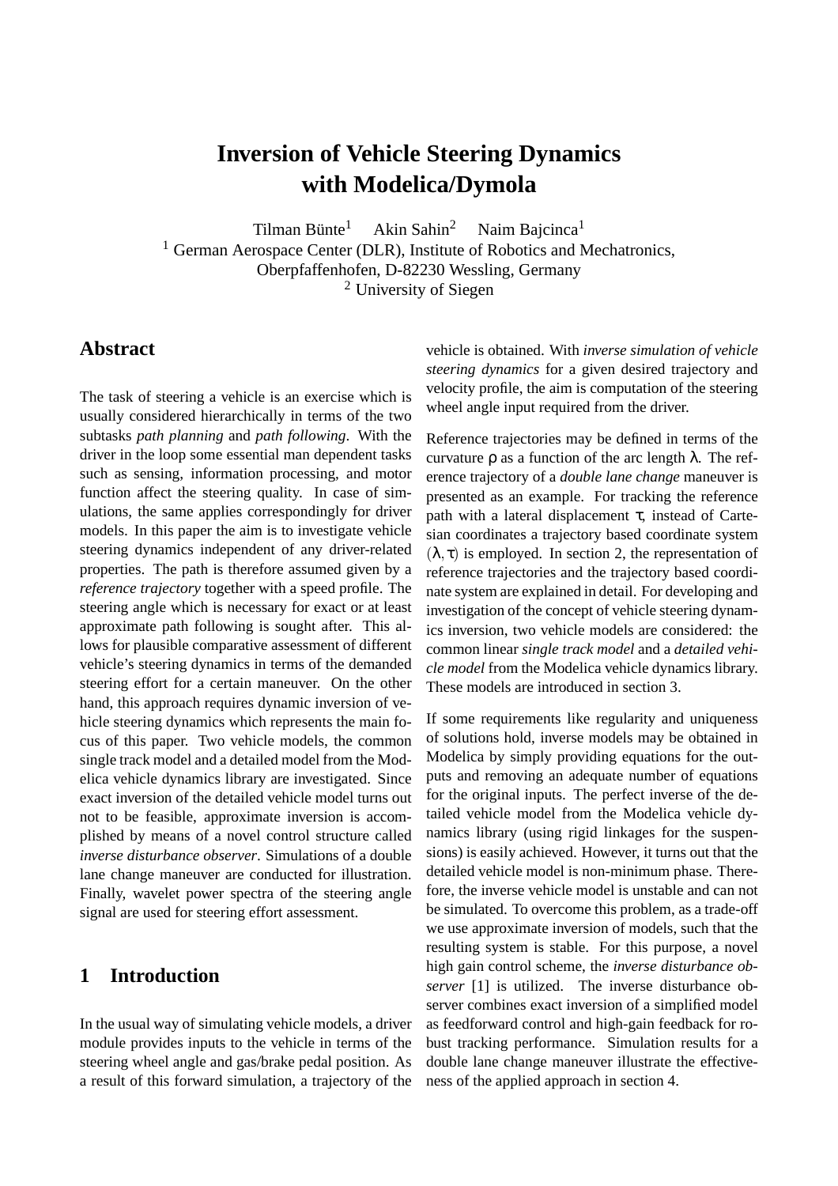# Inversion of Vehicle Steering Dynamics with Modelica/Dymola

Tilman Bünte[1] Akin Sahin[2] Naim Bajcinca[1]

[1] German Aerospace Center (DLR), Institute of Robotics and Mechatronics, Oberpfaffenhofen, D-82230 Wessling, Germany

[2] University of Siegen

## Abstract

The task of steering a vehicle is an exercise which is usually considered hierarchically in terms of the two subtasks *path planning* and *path following*. With the driver in the loop some essential man dependent tasks such as sensing, information processing, and motor function affect the steering quality. In case of simulations, the same applies correspondingly for driver models. In this paper the aim is to investigate vehicle steering dynamics independent of any driver-related properties. The path is therefore assumed given by a *reference trajectory* together with a speed profile. The steering angle which is necessary for exact or at least approximate path following is sought after. This allows for plausible comparative assessment of different vehicle's steering dynamics in terms of the demanded steering effort for a certain maneuver. On the other hand, this approach requires dynamic inversion of vehicle steering dynamics which represents the main focus of this paper. Two vehicle models, the common single track model and a detailed model from the Modelica vehicle dynamics library are investigated. Since exact inversion of the detailed vehicle model turns out not to be feasible, approximate inversion is accomplished by means of a novel control structure called *inverse disturbance observer*. Simulations of a double lane change maneuver are conducted for illustration. Finally, wavelet power spectra of the steering angle signal are used for steering effort assessment.

## 1 Introduction

In the usual way of simulating vehicle models, a driver module provides inputs to the vehicle in terms of the steering wheel angle and gas/brake pedal position. As a result of this forward simulation, a trajectory of the vehicle is obtained. With *inverse simulation of vehicle steering dynamics* for a given desired trajectory and velocity profile, the aim is computation of the steering wheel angle input required from the driver.

Reference trajectories may be defined in terms of the curvature $\rho$ as a function of the arc length $\lambda$. The reference trajectory of a *double lane change* maneuver is presented as an example. For tracking the reference path with a lateral displacement $\tau$, instead of Cartesian coordinates a trajectory based coordinate system $(\lambda, \tau)$ is employed. In section 2, the representation of reference trajectories and the trajectory based coordinate system are explained in detail. For developing and investigation of the concept of vehicle steering dynamics inversion, two vehicle models are considered: the common linear *single track model* and a *detailed vehicle model* from the Modelica vehicle dynamics library. These models are introduced in section 3.

If some requirements like regularity and uniqueness of solutions hold, inverse models may be obtained in Modelica by simply providing equations for the outputs and removing an adequate number of equations for the original inputs. The perfect inverse of the detailed vehicle model from the Modelica vehicle dynamics library (using rigid linkages for the suspensions) is easily achieved. However, it turns out that the detailed vehicle model is non-minimum phase. Therefore, the inverse vehicle model is unstable and can not be simulated. To overcome this problem, as a trade-off we use approximate inversion of models, such that the resulting system is stable. For this purpose, a novel high gain control scheme, the *inverse disturbance observer* [1] is utilized. The inverse disturbance observer combines exact inversion of a simplified model as feedforward control and high-gain feedback for robust tracking performance. Simulation results for a double lane change maneuver illustrate the effectiveness of the applied approach in section 4.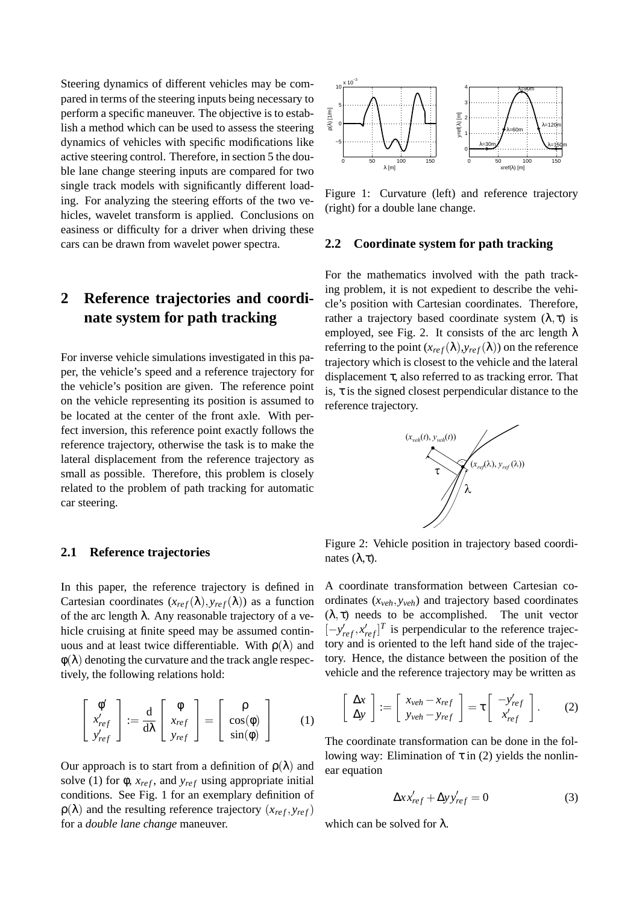Steering dynamics of different vehicles may be compared in terms of the steering inputs being necessary to perform a specific maneuver. The objective is to establish a method which can be used to assess the steering dynamics of vehicles with specific modifications like active steering control. Therefore, in section 5 the double lane change steering inputs are compared for two single track models with significantly different loading. For analyzing the steering efforts of the two vehicles, wavelet transform is applied. Conclusions on easiness or difficulty for a driver when driving these cars can be drawn from wavelet power spectra.

# 2 Reference trajectories and coordinate system for path tracking

For inverse vehicle simulations investigated in this paper, the vehicle's speed and a reference trajectory for the vehicle's position are given. The reference point on the vehicle representing its position is assumed to be located at the center of the front axle. With perfect inversion, this reference point exactly follows the reference trajectory, otherwise the task is to make the lateral displacement from the reference trajectory as small as possible. Therefore, this problem is closely related to the problem of path tracking for automatic car steering.

## 2.1 Reference trajectories

In this paper, the reference trajectory is defined in Cartesian coordinates $(x_{ref}(\lambda), y_{ref}(\lambda))$ as a function of the arc length $\lambda$. Any reasonable trajectory of a vehicle cruising at finite speed may be assumed continuous and at least twice differentiable. With $\rho(\lambda)$ and $\phi(\lambda)$ denoting the curvature and the track angle respectively, the following relations hold:

$$\begin{bmatrix} \phi' \\ x'_{ref} \\ y'_{ref} \end{bmatrix} := \frac{\mathrm{d}}{\mathrm{d}\lambda} \begin{bmatrix} \phi \\ x_{ref} \\ y_{ref} \end{bmatrix} = \begin{bmatrix} \rho \\ \cos(\phi) \\ \sin(\phi) \end{bmatrix} \qquad (1)$$

Our approach is to start from a definition of $\rho(\lambda)$ and solve (1) for $\phi$, $x_{ref}$, and $y_{ref}$ using appropriate initial conditions. See Fig. 1 for an exemplary definition of $\rho(\lambda)$ and the resulting reference trajectory $(x_{ref}, y_{ref})$ for a *double lane change* maneuver.

Figure 1: Curvature (left) and reference trajectory (right) for a double lane change.

## 2.2 Coordinate system for path tracking

For the mathematics involved with the path tracking problem, it is not expedient to describe the vehicle's position with Cartesian coordinates. Therefore, rather a trajectory based coordinate system $(\lambda, \tau)$ is employed, see Fig. 2. It consists of the arc length $\lambda$ referring to the point $(x_{ref}(\lambda), y_{ref}(\lambda))$ on the reference trajectory which is closest to the vehicle and the lateral displacement $\tau$, also referred to as tracking error. That is, $\tau$ is the signed closest perpendicular distance to the reference trajectory.

Figure 2: Vehicle position in trajectory based coordinates $(\lambda, \tau)$.

A coordinate transformation between Cartesian coordinates $(x_{veh}, y_{veh})$ and trajectory based coordinates $(\lambda, \tau)$ needs to be accomplished. The unit vector $[-y'_{ref}, x'_{ref}]^T$ is perpendicular to the reference trajectory and is oriented to the left hand side of the trajectory. Hence, the distance between the position of the vehicle and the reference trajectory may be written as

$$\begin{bmatrix} \Delta x \\ \Delta y \end{bmatrix} := \begin{bmatrix} x_{veh} - x_{ref} \\ y_{veh} - y_{ref} \end{bmatrix} = \tau \begin{bmatrix} -y'_{ref} \\ x'_{ref} \end{bmatrix}. \qquad (2)$$

The coordinate transformation can be done in the following way: Elimination of $\tau$ in (2) yields the nonlinear equation

$$\Delta x\, x'_{ref} + \Delta y\, y'_{ref} = 0 \qquad (3)$$

which can be solved for $\lambda$.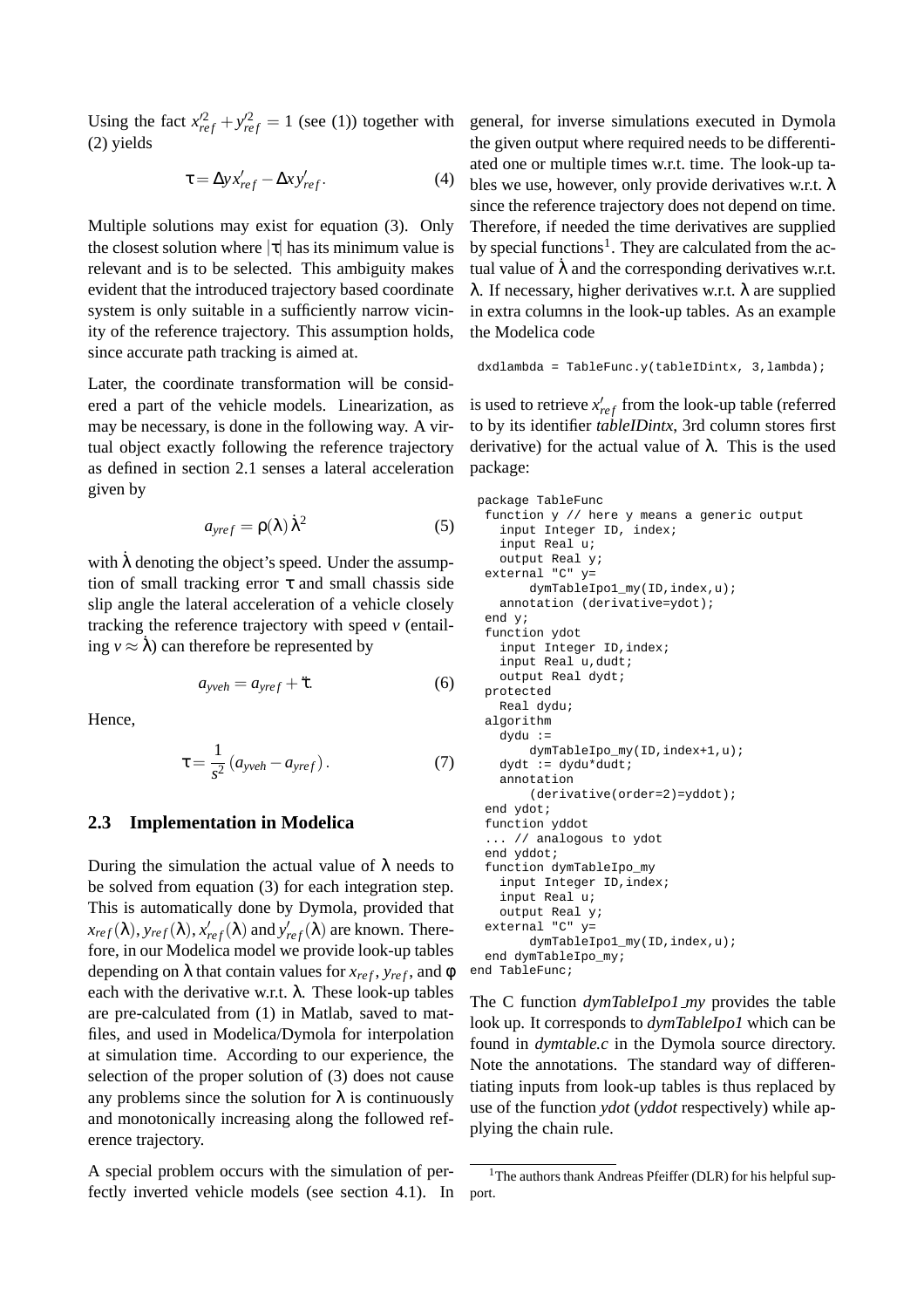Using the fact $x'^2_{ref} + y'^2_{ref} = 1$ (see (1)) together with (2) yields

$$\tau = \Delta y\, x'_{ref} - \Delta x\, y'_{ref}. \tag{4}$$

Multiple solutions may exist for equation (3). Only the closest solution where $|\tau|$ has its minimum value is relevant and is to be selected. This ambiguity makes evident that the introduced trajectory based coordinate system is only suitable in a sufficiently narrow vicinity of the reference trajectory. This assumption holds, since accurate path tracking is aimed at.

Later, the coordinate transformation will be considered a part of the vehicle models. Linearization, as may be necessary, is done in the following way. A virtual object exactly following the reference trajectory as defined in section 2.1 senses a lateral acceleration given by

$$a_{yref} = \rho(\lambda)\,\dot{\lambda}^2 \tag{5}$$

with $\dot{\lambda}$ denoting the object's speed. Under the assumption of small tracking error $\tau$ and small chassis side slip angle the lateral acceleration of a vehicle closely tracking the reference trajectory with speed $v$ (entailing $v \approx \dot{\lambda}$) can therefore be represented by

$$a_{yveh} = a_{yref} + \ddot{\tau}. \tag{6}$$

Hence,

$$\tau = \frac{1}{s^2}\left(a_{yveh} - a_{yref}\right). \tag{7}$$

### 2.3 Implementation in Modelica

During the simulation the actual value of $\lambda$ needs to be solved from equation (3) for each integration step. This is automatically done by Dymola, provided that $x_{ref}(\lambda)$, $y_{ref}(\lambda)$, $x'_{ref}(\lambda)$ and $y'_{ref}(\lambda)$ are known. Therefore, in our Modelica model we provide look-up tables depending on $\lambda$ that contain values for $x_{ref}$, $y_{ref}$, and $\phi$ each with the derivative w.r.t. $\lambda$. These look-up tables are pre-calculated from (1) in Matlab, saved to mat-files, and used in Modelica/Dymola for interpolation at simulation time. According to our experience, the selection of the proper solution of (3) does not cause any problems since the solution for $\lambda$ is continuously and monotonically increasing along the followed reference trajectory.

A special problem occurs with the simulation of perfectly inverted vehicle models (see section 4.1). In general, for inverse simulations executed in Dymola the given output where required needs to be differentiated one or multiple times w.r.t. time. The look-up tables we use, however, only provide derivatives w.r.t. $\lambda$ since the reference trajectory does not depend on time. Therefore, if needed the time derivatives are supplied by special functions[1]. They are calculated from the actual value of $\dot{\lambda}$ and the corresponding derivatives w.r.t. $\lambda$. If necessary, higher derivatives w.r.t. $\lambda$ are supplied in extra columns in the look-up tables. As an example the Modelica code

```
dxdlambda = TableFunc.y(tableIDintx, 3,lambda);
```

is used to retrieve $x'_{ref}$ from the look-up table (referred to by its identifier *tableIDintx*, 3rd column stores first derivative) for the actual value of $\lambda$. This is the used package:

```
package TableFunc
 function y // here y means a generic output
   input Integer ID, index;
   input Real u;
   output Real y;
 external "C" y=
       dymTableIpo1_my(ID,index,u);
   annotation (derivative=ydot);
 end y;
 function ydot
   input Integer ID,index;
   input Real u,dudt;
   output Real dydt;
 protected
   Real dydu;
 algorithm
   dydu :=
       dymTableIpo_my(ID,index+1,u);
   dydt := dydu*dudt;
   annotation
       (derivative(order=2)=yddot);
 end ydot;
 function yddot
 ... // analogous to ydot
 end yddot;
 function dymTableIpo_my
   input Integer ID,index;
   input Real u;
   output Real y;
 external "C" y=
       dymTableIpo1_my(ID,index,u);
 end dymTableIpo_my;
end TableFunc;
```

The C function *dymTableIpo1_my* provides the table look up. It corresponds to *dymTableIpo1* which can be found in *dymtable.c* in the Dymola source directory. Note the annotations. The standard way of differentiating inputs from look-up tables is thus replaced by use of the function *ydot* (*yddot* respectively) while applying the chain rule.

[1] The authors thank Andreas Pfeiffer (DLR) for his helpful support.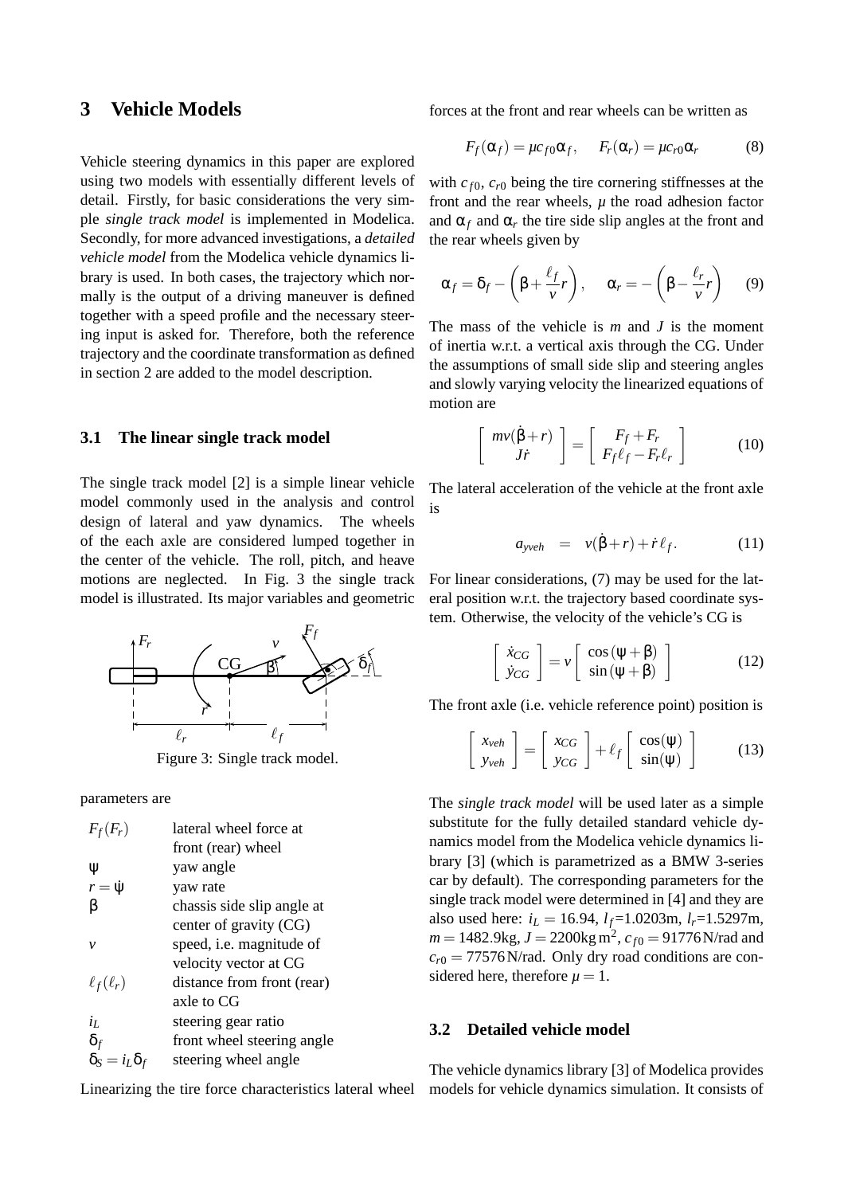## 3 Vehicle Models

Vehicle steering dynamics in this paper are explored using two models with essentially different levels of detail. Firstly, for basic considerations the very simple *single track model* is implemented in Modelica. Secondly, for more advanced investigations, a *detailed vehicle model* from the Modelica vehicle dynamics library is used. In both cases, the trajectory which normally is the output of a driving maneuver is defined together with a speed profile and the necessary steering input is asked for. Therefore, both the reference trajectory and the coordinate transformation as defined in section 2 are added to the model description.

### 3.1 The linear single track model

The single track model [2] is a simple linear vehicle model commonly used in the analysis and control design of lateral and yaw dynamics. The wheels of the each axle are considered lumped together in the center of the vehicle. The roll, pitch, and heave motions are neglected. In Fig. 3 the single track model is illustrated. Its major variables and geometric parameters are

Figure 3: Single track model.

| | |
|---|---|
| $F_f(F_r)$ | lateral wheel force at front (rear) wheel |
| $\psi$ | yaw angle |
| $r = \dot{\psi}$ | yaw rate |
| $\beta$ | chassis side slip angle at center of gravity (CG) |
| $v$ | speed, i.e. magnitude of velocity vector at CG |
| $\ell_f(\ell_r)$ | distance from front (rear) axle to CG |
| $i_L$ | steering gear ratio |
| $\delta_f$ | front wheel steering angle |
| $\delta_S = i_L \delta_f$ | steering wheel angle |

Linearizing the tire force characteristics lateral wheel forces at the front and rear wheels can be written as

$$F_f(\alpha_f) = \mu c_{f0} \alpha_f, \quad F_r(\alpha_r) = \mu c_{r0} \alpha_r \tag{8}$$

with $c_{f0}$, $c_{r0}$ being the tire cornering stiffnesses at the front and the rear wheels, $\mu$ the road adhesion factor and $\alpha_f$ and $\alpha_r$ the tire side slip angles at the front and the rear wheels given by

$$\alpha_f = \delta_f - \left(\beta + \frac{\ell_f}{v} r\right), \quad \alpha_r = -\left(\beta - \frac{\ell_r}{v} r\right) \tag{9}$$

The mass of the vehicle is $m$ and $J$ is the moment of inertia w.r.t. a vertical axis through the CG. Under the assumptions of small side slip and steering angles and slowly varying velocity the linearized equations of motion are

$$\begin{bmatrix} mv(\dot{\beta} + r) \\ J\dot{r} \end{bmatrix} = \begin{bmatrix} F_f + F_r \\ F_f \ell_f - F_r \ell_r \end{bmatrix} \tag{10}$$

The lateral acceleration of the vehicle at the front axle is

$$a_{yveh} = v(\dot{\beta} + r) + \dot{r} \ell_f. \tag{11}$$

For linear considerations, (7) may be used for the lateral position w.r.t. the trajectory based coordinate system. Otherwise, the velocity of the vehicle's CG is

$$\begin{bmatrix} \dot{x}_{CG} \\ \dot{y}_{CG} \end{bmatrix} = v \begin{bmatrix} \cos(\psi + \beta) \\ \sin(\psi + \beta) \end{bmatrix} \tag{12}$$

The front axle (i.e. vehicle reference point) position is

$$\begin{bmatrix} x_{veh} \\ y_{veh} \end{bmatrix} = \begin{bmatrix} x_{CG} \\ y_{CG} \end{bmatrix} + \ell_f \begin{bmatrix} \cos(\psi) \\ \sin(\psi) \end{bmatrix} \tag{13}$$

The *single track model* will be used later as a simple substitute for the fully detailed standard vehicle dynamics model from the Modelica vehicle dynamics library [3] (which is parametrized as a BMW 3-series car by default). The corresponding parameters for the single track model were determined in [4] and they are also used here: $i_L = 16.94$, $l_f$=1.0203m, $l_r$=1.5297m, $m = 1482.9$kg, $J = 2200\text{kg}\,\text{m}^2$, $c_{f0} = 91776$N/rad and $c_{r0} = 77576$N/rad. Only dry road conditions are considered here, therefore $\mu = 1$.

### 3.2 Detailed vehicle model

The vehicle dynamics library [3] of Modelica provides models for vehicle dynamics simulation. It consists of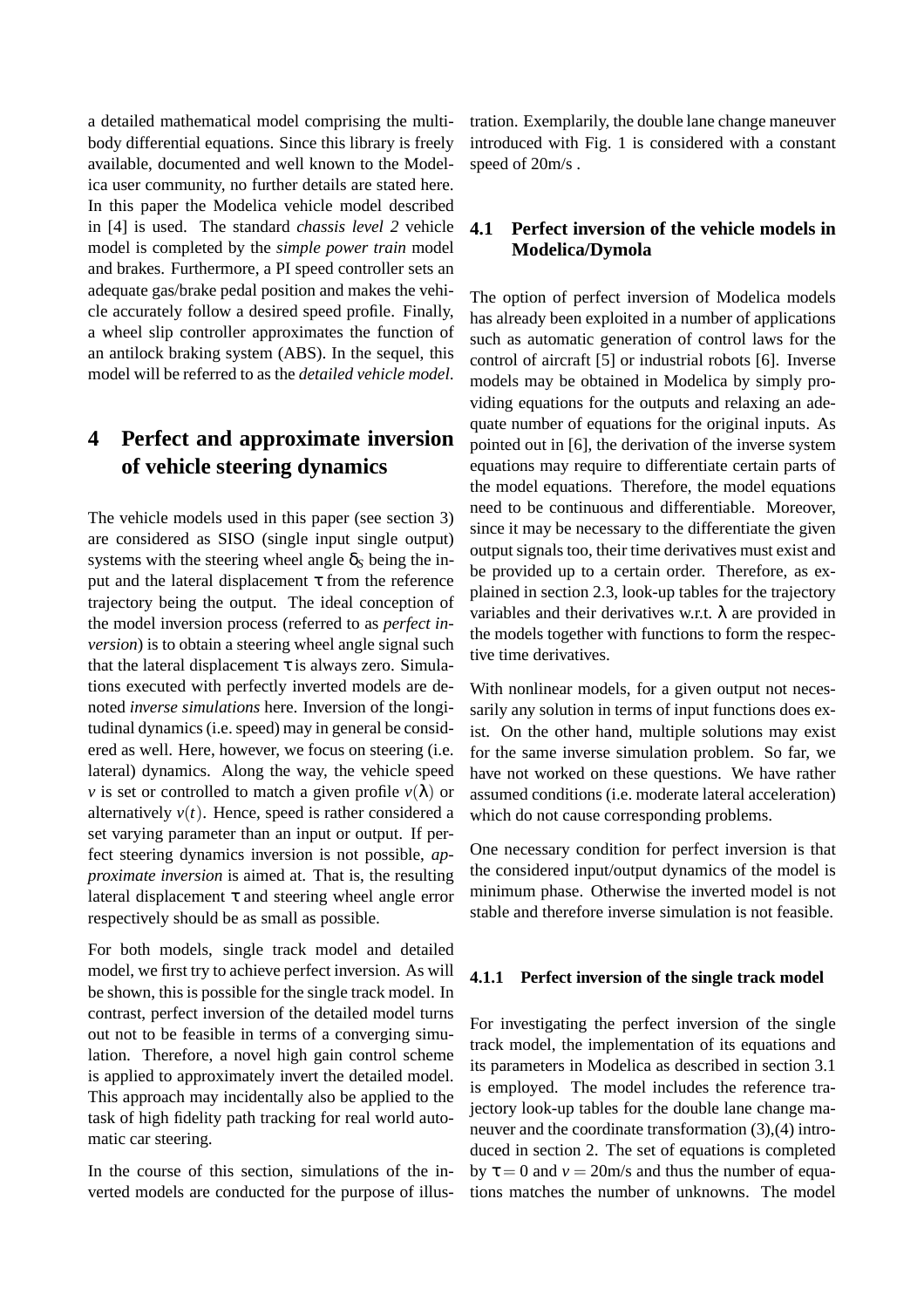a detailed mathematical model comprising the multi-body differential equations. Since this library is freely available, documented and well known to the Modelica user community, no further details are stated here. In this paper the Modelica vehicle model described in [4] is used. The standard *chassis level 2* vehicle model is completed by the *simple power train* model and brakes. Furthermore, a PI speed controller sets an adequate gas/brake pedal position and makes the vehicle accurately follow a desired speed profile. Finally, a wheel slip controller approximates the function of an antilock braking system (ABS). In the sequel, this model will be referred to as the *detailed vehicle model*.

# 4 Perfect and approximate inversion of vehicle steering dynamics

The vehicle models used in this paper (see section 3) are considered as SISO (single input single output) systems with the steering wheel angle $\delta_S$ being the input and the lateral displacement $\tau$ from the reference trajectory being the output. The ideal conception of the model inversion process (referred to as *perfect inversion*) is to obtain a steering wheel angle signal such that the lateral displacement $\tau$ is always zero. Simulations executed with perfectly inverted models are denoted *inverse simulations* here. Inversion of the longitudinal dynamics (i.e. speed) may in general be considered as well. Here, however, we focus on steering (i.e. lateral) dynamics. Along the way, the vehicle speed $v$ is set or controlled to match a given profile $v(\lambda)$ or alternatively $v(t)$. Hence, speed is rather considered a set varying parameter than an input or output. If perfect steering dynamics inversion is not possible, *approximate inversion* is aimed at. That is, the resulting lateral displacement $\tau$ and steering wheel angle error respectively should be as small as possible.

For both models, single track model and detailed model, we first try to achieve perfect inversion. As will be shown, this is possible for the single track model. In contrast, perfect inversion of the detailed model turns out not to be feasible in terms of a converging simulation. Therefore, a novel high gain control scheme is applied to approximately invert the detailed model. This approach may incidentally also be applied to the task of high fidelity path tracking for real world automatic car steering.

In the course of this section, simulations of the inverted models are conducted for the purpose of illustration. Exemplarily, the double lane change maneuver introduced with Fig. 1 is considered with a constant speed of 20m/s .

## 4.1 Perfect inversion of the vehicle models in Modelica/Dymola

The option of perfect inversion of Modelica models has already been exploited in a number of applications such as automatic generation of control laws for the control of aircraft [5] or industrial robots [6]. Inverse models may be obtained in Modelica by simply providing equations for the outputs and relaxing an adequate number of equations for the original inputs. As pointed out in [6], the derivation of the inverse system equations may require to differentiate certain parts of the model equations. Therefore, the model equations need to be continuous and differentiable. Moreover, since it may be necessary to the differentiate the given output signals too, their time derivatives must exist and be provided up to a certain order. Therefore, as explained in section 2.3, look-up tables for the trajectory variables and their derivatives w.r.t. $\lambda$ are provided in the models together with functions to form the respective time derivatives.

With nonlinear models, for a given output not necessarily any solution in terms of input functions does exist. On the other hand, multiple solutions may exist for the same inverse simulation problem. So far, we have not worked on these questions. We have rather assumed conditions (i.e. moderate lateral acceleration) which do not cause corresponding problems.

One necessary condition for perfect inversion is that the considered input/output dynamics of the model is minimum phase. Otherwise the inverted model is not stable and therefore inverse simulation is not feasible.

### 4.1.1 Perfect inversion of the single track model

For investigating the perfect inversion of the single track model, the implementation of its equations and its parameters in Modelica as described in section 3.1 is employed. The model includes the reference trajectory look-up tables for the double lane change maneuver and the coordinate transformation (3),(4) introduced in section 2. The set of equations is completed by $\tau = 0$ and $v = 20$m/s and thus the number of equations matches the number of unknowns. The model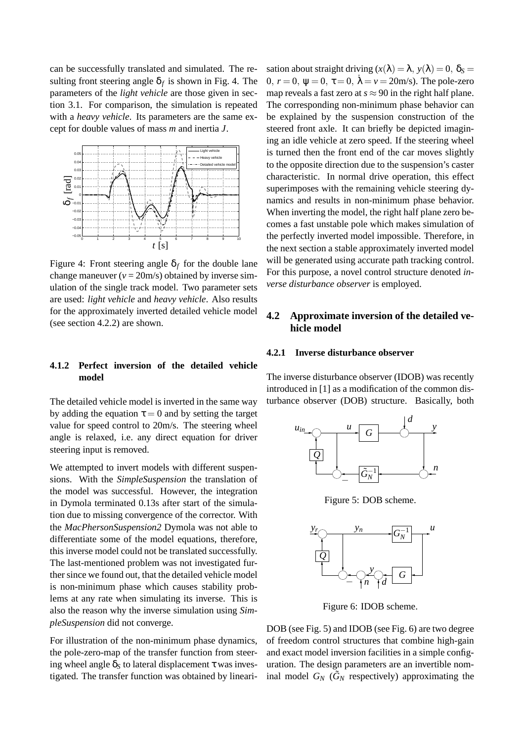can be successfully translated and simulated. The resulting front steering angle $\delta_f$ is shown in Fig. 4. The parameters of the *light vehicle* are those given in section 3.1. For comparison, the simulation is repeated with a *heavy vehicle*. Its parameters are the same except for double values of mass $m$ and inertia $J$.

Figure 4: Front steering angle $\delta_f$ for the double lane change maneuver ($v = 20$m/s) obtained by inverse simulation of the single track model. Two parameter sets are used: *light vehicle* and *heavy vehicle*. Also results for the approximately inverted detailed vehicle model (see section 4.2.2) are shown.

### 4.1.2 Perfect inversion of the detailed vehicle model

The detailed vehicle model is inverted in the same way by adding the equation $\tau = 0$ and by setting the target value for speed control to 20m/s. The steering wheel angle is relaxed, i.e. any direct equation for driver steering input is removed.

We attempted to invert models with different suspensions. With the *SimpleSuspension* the translation of the model was successful. However, the integration in Dymola terminated 0.13s after start of the simulation due to missing convergence of the corrector. With the *MacPhersonSuspension2* Dymola was not able to differentiate some of the model equations, therefore, this inverse model could not be translated successfully. The last-mentioned problem was not investigated further since we found out, that the detailed vehicle model is non-minimum phase which causes stability problems at any rate when simulating its inverse. This is also the reason why the inverse simulation using *SimpleSuspension* did not converge.

For illustration of the non-minimum phase dynamics, the pole-zero-map of the transfer function from steering wheel angle $\delta_S$ to lateral displacement $\tau$ was investigated. The transfer function was obtained by linearisation about straight driving ($x(\lambda) = \lambda,\ y(\lambda) = 0,\ \delta_S = 0,\ r = 0,\ \psi = 0,\ \tau = 0,\ \dot{\lambda} = v = 20$m/s). The pole-zero map reveals a fast zero at $s \approx 90$ in the right half plane. The corresponding non-minimum phase behavior can be explained by the suspension construction of the steered front axle. It can briefly be depicted imagining an idle vehicle at zero speed. If the steering wheel is turned then the front end of the car moves slightly to the opposite direction due to the suspension's caster characteristic. In normal drive operation, this effect superimposes with the remaining vehicle steering dynamics and results in non-minimum phase behavior. When inverting the model, the right half plane zero becomes a fast unstable pole which makes simulation of the perfectly inverted model impossible. Therefore, in the next section a stable approximately inverted model will be generated using accurate path tracking control. For this purpose, a novel control structure denoted *inverse disturbance observer* is employed.

## 4.2 Approximate inversion of the detailed vehicle model

### 4.2.1 Inverse disturbance observer

The inverse disturbance observer (IDOB) was recently introduced in [1] as a modification of the common disturbance observer (DOB) structure. Basically, both

Figure 5: DOB scheme.

Figure 6: IDOB scheme.

DOB (see Fig. 5) and IDOB (see Fig. 6) are two degree of freedom control structures that combine high-gain and exact model inversion facilities in a simple configuration. The design parameters are an invertible nominal model $G_N$ ($\tilde{G}_N$ respectively) approximating the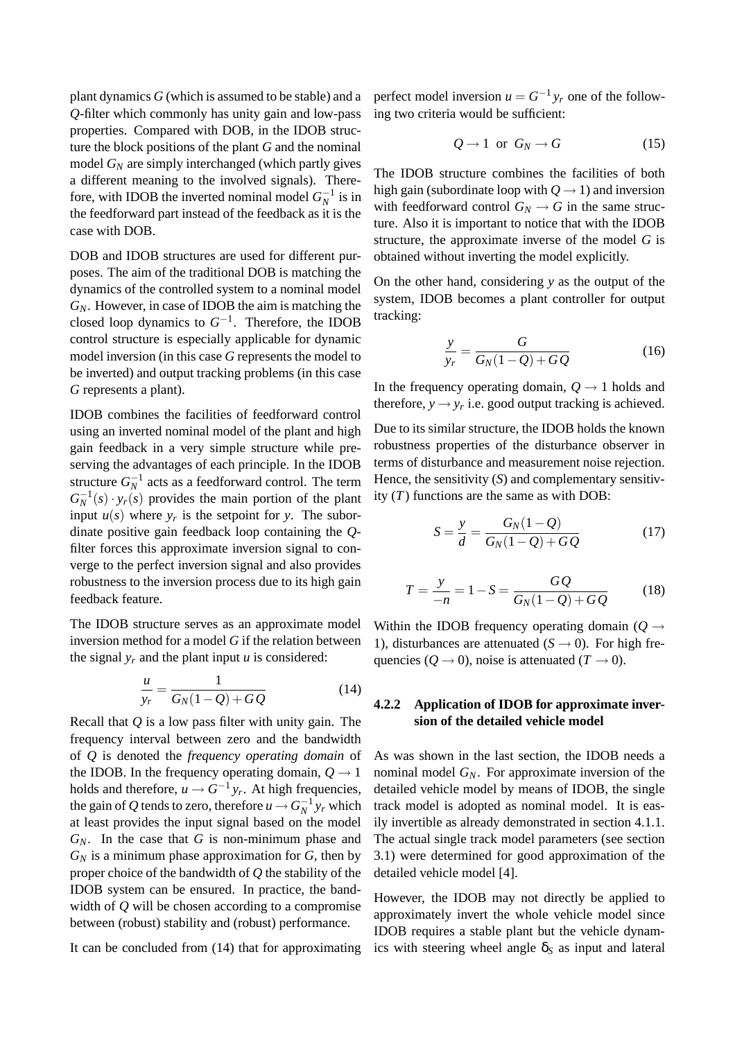plant dynamics $G$ (which is assumed to be stable) and a $Q$-filter which commonly has unity gain and low-pass properties. Compared with DOB, in the IDOB structure the block positions of the plant $G$ and the nominal model $G_N$ are simply interchanged (which partly gives a different meaning to the involved signals). Therefore, with IDOB the inverted nominal model $G_N^{-1}$ is in the feedforward part instead of the feedback as it is the case with DOB.

DOB and IDOB structures are used for different purposes. The aim of the traditional DOB is matching the dynamics of the controlled system to a nominal model $G_N$. However, in case of IDOB the aim is matching the closed loop dynamics to $G^{-1}$. Therefore, the IDOB control structure is especially applicable for dynamic model inversion (in this case $G$ represents the model to be inverted) and output tracking problems (in this case $G$ represents a plant).

IDOB combines the facilities of feedforward control using an inverted nominal model of the plant and high gain feedback in a very simple structure while preserving the advantages of each principle. In the IDOB structure $G_N^{-1}$ acts as a feedforward control. The term $G_N^{-1}(s) \cdot y_r(s)$ provides the main portion of the plant input $u(s)$ where $y_r$ is the setpoint for $y$. The subordinate positive gain feedback loop containing the $Q$-filter forces this approximate inversion signal to converge to the perfect inversion signal and also provides robustness to the inversion process due to its high gain feedback feature.

The IDOB structure serves as an approximate model inversion method for a model $G$ if the relation between the signal $y_r$ and the plant input $u$ is considered:

$$\frac{u}{y_r} = \frac{1}{G_N(1-Q)+GQ} \tag{14}$$

Recall that $Q$ is a low pass filter with unity gain. The frequency interval between zero and the bandwidth of $Q$ is denoted the *frequency operating domain* of the IDOB. In the frequency operating domain, $Q \to 1$ holds and therefore, $u \to G^{-1} y_r$. At high frequencies, the gain of $Q$ tends to zero, therefore $u \to G_N^{-1} y_r$ which at least provides the input signal based on the model $G_N$. In the case that $G$ is non-minimum phase and $G_N$ is a minimum phase approximation for $G$, then by proper choice of the bandwidth of $Q$ the stability of the IDOB system can be ensured. In practice, the bandwidth of $Q$ will be chosen according to a compromise between (robust) stability and (robust) performance.

It can be concluded from (14) that for approximating perfect model inversion $u = G^{-1} y_r$ one of the following two criteria would be sufficient:

$$Q \to 1 \text{ or } G_N \to G \tag{15}$$

The IDOB structure combines the facilities of both high gain (subordinate loop with $Q \to 1$) and inversion with feedforward control $G_N \to G$ in the same structure. Also it is important to notice that with the IDOB structure, the approximate inverse of the model $G$ is obtained without inverting the model explicitly.

On the other hand, considering $y$ as the output of the system, IDOB becomes a plant controller for output tracking:

$$\frac{y}{y_r} = \frac{G}{G_N(1-Q)+GQ} \tag{16}$$

In the frequency operating domain, $Q \to 1$ holds and therefore, $y \to y_r$ i.e. good output tracking is achieved.

Due to its similar structure, the IDOB holds the known robustness properties of the disturbance observer in terms of disturbance and measurement noise rejection. Hence, the sensitivity ($S$) and complementary sensitivity ($T$) functions are the same as with DOB:

$$S = \frac{y}{d} = \frac{G_N(1-Q)}{G_N(1-Q)+GQ} \tag{17}$$

$$T = \frac{y}{-n} = 1 - S = \frac{GQ}{G_N(1-Q)+GQ} \tag{18}$$

Within the IDOB frequency operating domain ($Q \to 1$), disturbances are attenuated ($S \to 0$). For high frequencies ($Q \to 0$), noise is attenuated ($T \to 0$).

#### 4.2.2 Application of IDOB for approximate inversion of the detailed vehicle model

As was shown in the last section, the IDOB needs a nominal model $G_N$. For approximate inversion of the detailed vehicle model by means of IDOB, the single track model is adopted as nominal model. It is easily invertible as already demonstrated in section 4.1.1. The actual single track model parameters (see section 3.1) were determined for good approximation of the detailed vehicle model [4].

However, the IDOB may not directly be applied to approximately invert the whole vehicle model since IDOB requires a stable plant but the vehicle dynamics with steering wheel angle $\delta_S$ as input and lateral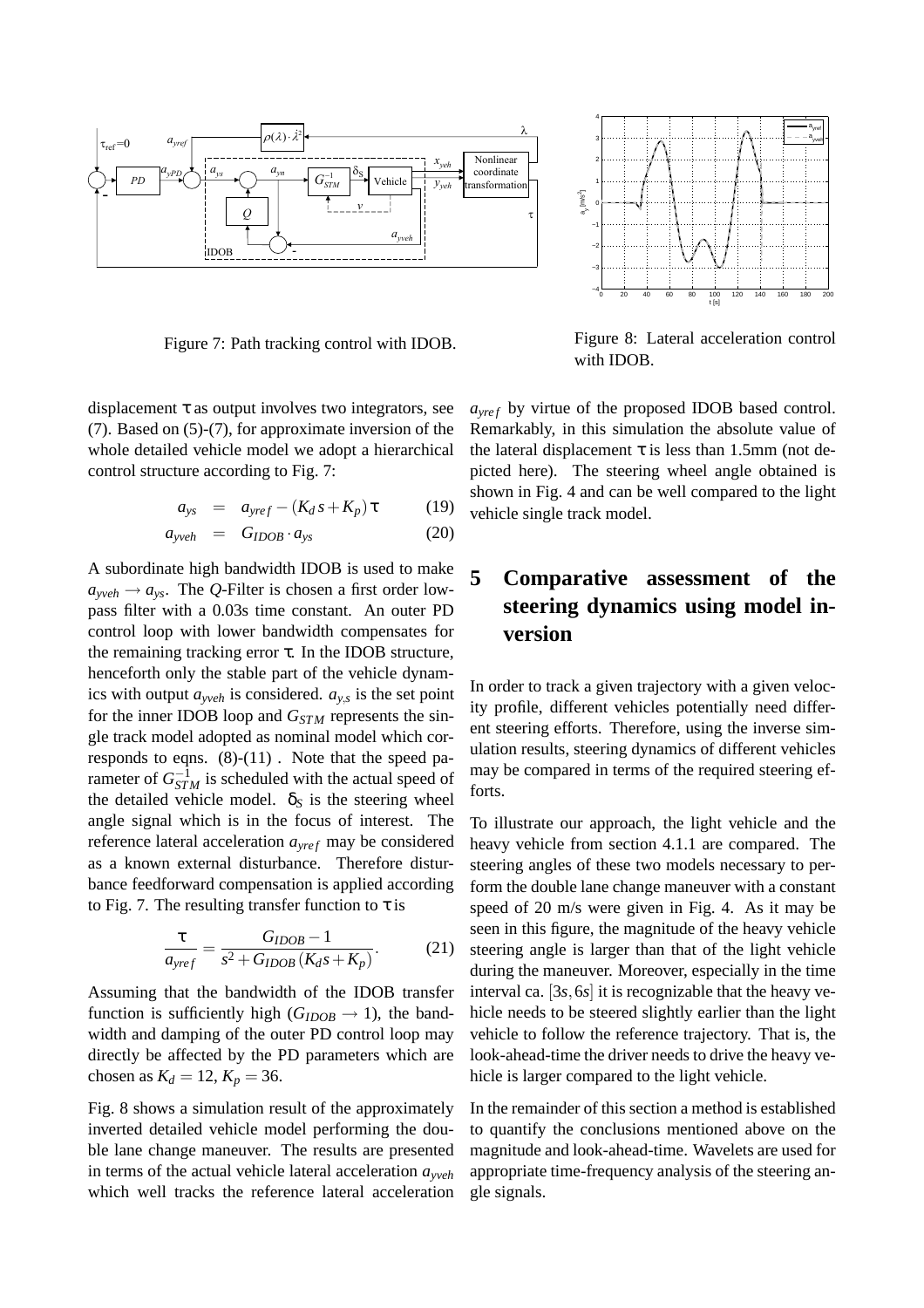Figure 7: Path tracking control with IDOB.

Figure 8: Lateral acceleration control with IDOB.

displacement $\tau$ as output involves two integrators, see (7). Based on (5)-(7), for approximate inversion of the whole detailed vehicle model we adopt a hierarchical control structure according to Fig. 7:

$$a_{ys} = a_{yref} - (K_d s + K_p)\tau \quad (19)$$

$$a_{yveh} = G_{IDOB} \cdot a_{ys} \quad (20)$$

A subordinate high bandwidth IDOB is used to make $a_{yveh} \rightarrow a_{ys}$. The $Q$-Filter is chosen a first order low-pass filter with a 0.03s time constant. An outer PD control loop with lower bandwidth compensates for the remaining tracking error $\tau$. In the IDOB structure, henceforth only the stable part of the vehicle dynamics with output $a_{yveh}$ is considered. $a_{y,s}$ is the set point for the inner IDOB loop and $G_{STM}$ represents the single track model adopted as nominal model which corresponds to eqns. (8)-(11) . Note that the speed parameter of $G_{STM}^{-1}$ is scheduled with the actual speed of the detailed vehicle model. $\delta_S$ is the steering wheel angle signal which is in the focus of interest. The reference lateral acceleration $a_{yref}$ may be considered as a known external disturbance. Therefore disturbance feedforward compensation is applied according to Fig. 7. The resulting transfer function to $\tau$ is

$$\frac{\tau}{a_{yref}} = \frac{G_{IDOB} - 1}{s^2 + G_{IDOB}(K_d s + K_p)}. \quad (21)$$

Assuming that the bandwidth of the IDOB transfer function is sufficiently high ($G_{IDOB} \rightarrow 1$), the bandwidth and damping of the outer PD control loop may directly be affected by the PD parameters which are chosen as $K_d = 12$, $K_p = 36$.

Fig. 8 shows a simulation result of the approximately inverted detailed vehicle model performing the double lane change maneuver. The results are presented in terms of the actual vehicle lateral acceleration $a_{yveh}$ which well tracks the reference lateral acceleration $a_{yref}$ by virtue of the proposed IDOB based control. Remarkably, in this simulation the absolute value of the lateral displacement $\tau$ is less than 1.5mm (not depicted here). The steering wheel angle obtained is shown in Fig. 4 and can be well compared to the light vehicle single track model.

# 5 Comparative assessment of the steering dynamics using model inversion

In order to track a given trajectory with a given velocity profile, different vehicles potentially need different steering efforts. Therefore, using the inverse simulation results, steering dynamics of different vehicles may be compared in terms of the required steering efforts.

To illustrate our approach, the light vehicle and the heavy vehicle from section 4.1.1 are compared. The steering angles of these two models necessary to perform the double lane change maneuver with a constant speed of 20 m/s were given in Fig. 4. As it may be seen in this figure, the magnitude of the heavy vehicle steering angle is larger than that of the light vehicle during the maneuver. Moreover, especially in the time interval ca. $[3s, 6s]$ it is recognizable that the heavy vehicle needs to be steered slightly earlier than the light vehicle to follow the reference trajectory. That is, the look-ahead-time the driver needs to drive the heavy vehicle is larger compared to the light vehicle.

In the remainder of this section a method is established to quantify the conclusions mentioned above on the magnitude and look-ahead-time. Wavelets are used for appropriate time-frequency analysis of the steering angle signals.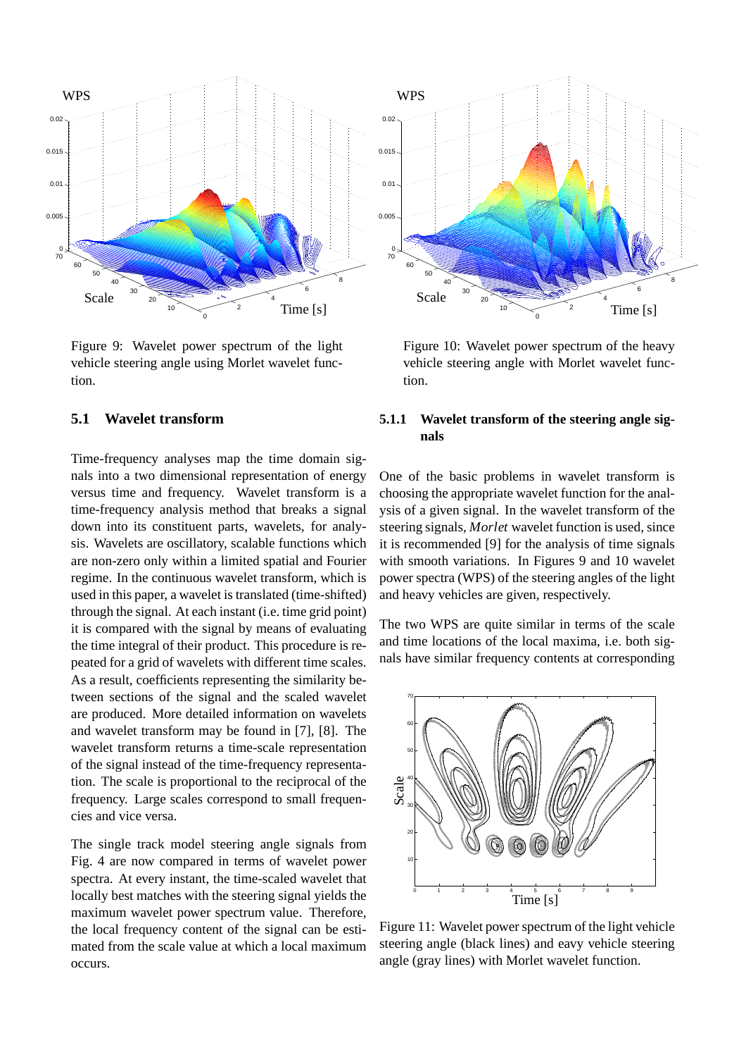Figure 9: Wavelet power spectrum of the light vehicle steering angle using Morlet wavelet function.

Figure 10: Wavelet power spectrum of the heavy vehicle steering angle with Morlet wavelet function.

## 5.1 Wavelet transform

Time-frequency analyses map the time domain signals into a two dimensional representation of energy versus time and frequency. Wavelet transform is a time-frequency analysis method that breaks a signal down into its constituent parts, wavelets, for analysis. Wavelets are oscillatory, scalable functions which are non-zero only within a limited spatial and Fourier regime. In the continuous wavelet transform, which is used in this paper, a wavelet is translated (time-shifted) through the signal. At each instant (i.e. time grid point) it is compared with the signal by means of evaluating the time integral of their product. This procedure is repeated for a grid of wavelets with different time scales. As a result, coefficients representing the similarity between sections of the signal and the scaled wavelet are produced. More detailed information on wavelets and wavelet transform may be found in [7], [8]. The wavelet transform returns a time-scale representation of the signal instead of the time-frequency representation. The scale is proportional to the reciprocal of the frequency. Large scales correspond to small frequencies and vice versa.

The single track model steering angle signals from Fig. 4 are now compared in terms of wavelet power spectra. At every instant, the time-scaled wavelet that locally best matches with the steering signal yields the maximum wavelet power spectrum value. Therefore, the local frequency content of the signal can be estimated from the scale value at which a local maximum occurs.

### 5.1.1 Wavelet transform of the steering angle signals

One of the basic problems in wavelet transform is choosing the appropriate wavelet function for the analysis of a given signal. In the wavelet transform of the steering signals, *Morlet* wavelet function is used, since it is recommended [9] for the analysis of time signals with smooth variations. In Figures 9 and 10 wavelet power spectra (WPS) of the steering angles of the light and heavy vehicles are given, respectively.

The two WPS are quite similar in terms of the scale and time locations of the local maxima, i.e. both signals have similar frequency contents at corresponding

Figure 11: Wavelet power spectrum of the light vehicle steering angle (black lines) and eavy vehicle steering angle (gray lines) with Morlet wavelet function.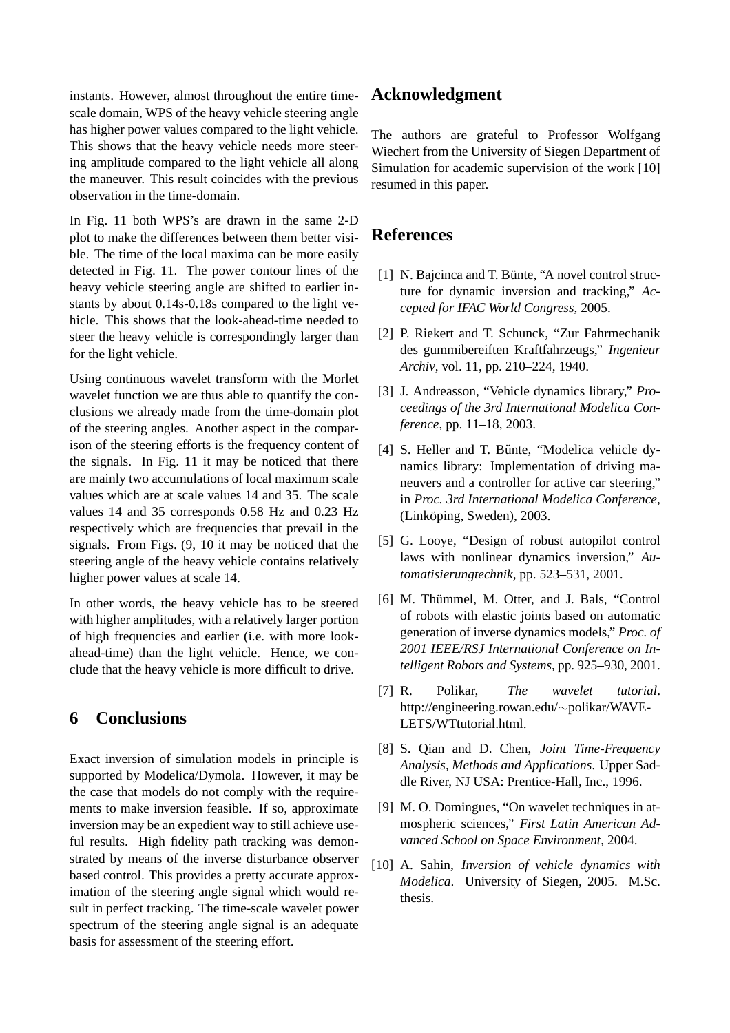instants. However, almost throughout the entire time-scale domain, WPS of the heavy vehicle steering angle has higher power values compared to the light vehicle. This shows that the heavy vehicle needs more steering amplitude compared to the light vehicle all along the maneuver. This result coincides with the previous observation in the time-domain.

In Fig. 11 both WPS's are drawn in the same 2-D plot to make the differences between them better visible. The time of the local maxima can be more easily detected in Fig. 11. The power contour lines of the heavy vehicle steering angle are shifted to earlier instants by about 0.14s-0.18s compared to the light vehicle. This shows that the look-ahead-time needed to steer the heavy vehicle is correspondingly larger than for the light vehicle.

Using continuous wavelet transform with the Morlet wavelet function we are thus able to quantify the conclusions we already made from the time-domain plot of the steering angles. Another aspect in the comparison of the steering efforts is the frequency content of the signals. In Fig. 11 it may be noticed that there are mainly two accumulations of local maximum scale values which are at scale values 14 and 35. The scale values 14 and 35 corresponds 0.58 Hz and 0.23 Hz respectively which are frequencies that prevail in the signals. From Figs. (9, 10 it may be noticed that the steering angle of the heavy vehicle contains relatively higher power values at scale 14.

In other words, the heavy vehicle has to be steered with higher amplitudes, with a relatively larger portion of high frequencies and earlier (i.e. with more look-ahead-time) than the light vehicle. Hence, we conclude that the heavy vehicle is more difficult to drive.

## 6 Conclusions

Exact inversion of simulation models in principle is supported by Modelica/Dymola. However, it may be the case that models do not comply with the requirements to make inversion feasible. If so, approximate inversion may be an expedient way to still achieve useful results. High fidelity path tracking was demonstrated by means of the inverse disturbance observer based control. This provides a pretty accurate approximation of the steering angle signal which would result in perfect tracking. The time-scale wavelet power spectrum of the steering angle signal is an adequate basis for assessment of the steering effort.

## Acknowledgment

The authors are grateful to Professor Wolfgang Wiechert from the University of Siegen Department of Simulation for academic supervision of the work [10] resumed in this paper.

## References

[1] N. Bajcinca and T. Bünte, "A novel control structure for dynamic inversion and tracking," *Accepted for IFAC World Congress*, 2005.

[2] P. Riekert and T. Schunck, "Zur Fahrmechanik des gummibereiften Kraftfahrzeugs," *Ingenieur Archiv*, vol. 11, pp. 210–224, 1940.

[3] J. Andreasson, "Vehicle dynamics library," *Proceedings of the 3rd International Modelica Conference*, pp. 11–18, 2003.

[4] S. Heller and T. Bünte, "Modelica vehicle dynamics library: Implementation of driving maneuvers and a controller for active car steering," in *Proc. 3rd International Modelica Conference*, (Linköping, Sweden), 2003.

[5] G. Looye, "Design of robust autopilot control laws with nonlinear dynamics inversion," *Automatisierungtechnik*, pp. 523–531, 2001.

[6] M. Thümmel, M. Otter, and J. Bals, "Control of robots with elastic joints based on automatic generation of inverse dynamics models," *Proc. of 2001 IEEE/RSJ International Conference on Intelligent Robots and Systems*, pp. 925–930, 2001.

[7] R. Polikar, *The wavelet tutorial*. http://engineering.rowan.edu/∼polikar/WAVELETS/WTtutorial.html.

[8] S. Qian and D. Chen, *Joint Time-Frequency Analysis, Methods and Applications*. Upper Saddle River, NJ USA: Prentice-Hall, Inc., 1996.

[9] M. O. Domingues, "On wavelet techniques in atmospheric sciences," *First Latin American Advanced School on Space Environment*, 2004.

[10] A. Sahin, *Inversion of vehicle dynamics with Modelica*. University of Siegen, 2005. M.Sc. thesis.